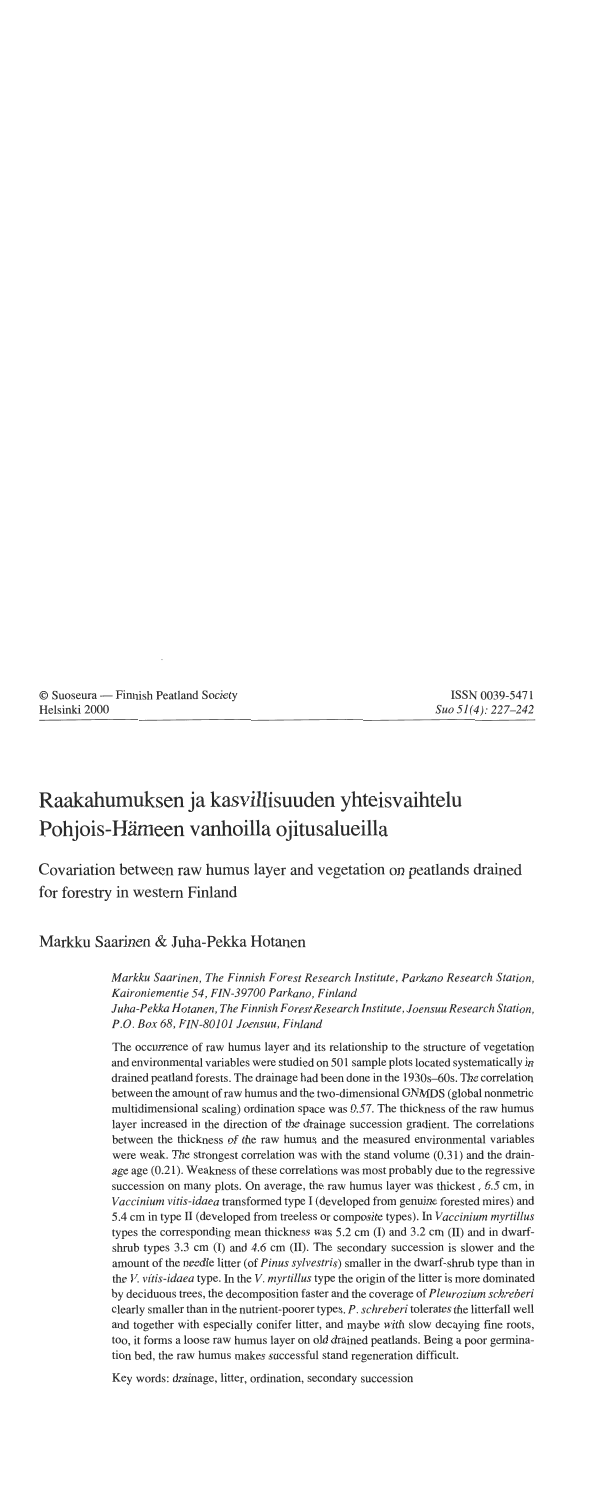© Suoseura — Finnish Peatland Society
Helsinki 2000

ISSN 0039-5471
Suo 51(4): 227–242

# Raakahumuksen ja kasvillisuuden yhteisvaihtelu Pohjois-Hämeen vanhoilla ojitusalueilla

## Covariation between raw humus layer and vegetation on peatlands drained for forestry in western Finland

**Markku Saarinen & Juha-Pekka Hotanen**

*Markku Saarinen, The Finnish Forest Research Institute, Parkano Research Station, Kaironiementie 54, FIN-39700 Parkano, Finland*
*Juha-Pekka Hotanen, The Finnish Forest Research Institute, Joensuu Research Station, P.O. Box 68, FIN-80101 Joensuu, Finland*

The occurrence of raw humus layer and its relationship to the structure of vegetation and environmental variables were studied on 501 sample plots located systematically in drained peatland forests. The drainage had been done in the 1930s–60s. The correlation between the amount of raw humus and the two-dimensional GNMDS (global nonmetric multidimensional scaling) ordination space was 0.57. The thickness of the raw humus layer increased in the direction of the drainage succession gradient. The correlations between the thickness of the raw humus and the measured environmental variables were weak. The strongest correlation was with the stand volume (0.31) and the drainage age (0.21). Weakness of these correlations was most probably due to the regressive succession on many plots. On average, the raw humus layer was thickest, 6.5 cm, in *Vaccinium vitis-idaea* transformed type I (developed from genuine forested mires) and 5.4 cm in type II (developed from treeless or composite types). In *Vaccinium myrtillus* types the corresponding mean thickness was 5.2 cm (I) and 3.2 cm (II) and in dwarf-shrub types 3.3 cm (I) and 4.6 cm (II). The secondary succession is slower and the amount of the needle litter (of *Pinus sylvestris*) smaller in the dwarf-shrub type than in the *V. vitis-idaea* type. In the *V. myrtillus* type the origin of the litter is more dominated by deciduous trees, the decomposition faster and the coverage of *Pleurozium schreberi* clearly smaller than in the nutrient-poorer types. *P. schreberi* tolerates the litterfall well and together with especially conifer litter, and maybe with slow decaying fine roots, too, it forms a loose raw humus layer on old drained peatlands. Being a poor germination bed, the raw humus makes successful stand regeneration difficult.

Key words: drainage, litter, ordination, secondary succession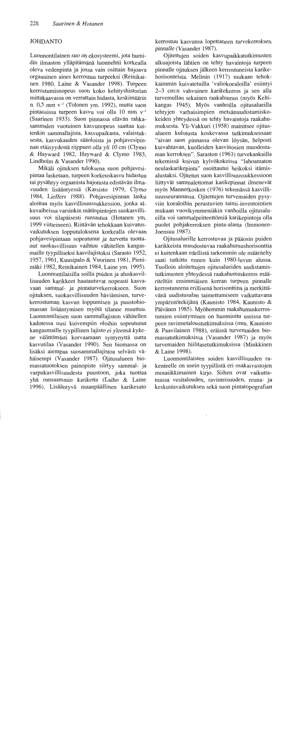# JOHDANTO

Luonnontilainen suo on ekosysteemi, jota humidin ilmaston ylläpitämänä luonnehtii korkealla oleva vedenpinta ja jossa vain osittain hajoava orgaaninen aines kerrostuu turpeeksi (Reinikainen 1980, Laine & Vasander 1998). Turpeen kerrostumisnopeus suon koko kehityshistorian mittakaavassa on verrattain hidasta, keskimäärin n. 0,5 mm $v^{-1}$ (Tolonen ym. 1992), mutta suon pintaosissa turpeen kasvu voi olla 10 mm $v^{-1}$ (Saarinen 1933). Suon pinnassa elävän rahkasammalen vuotuinen kasvunopeus saattaa kuitenkin sammallajista, kasvupaikasta, valaistuksesta, kasvukauden sääoloista ja pohjavesipinnan etäisyydestä riippuen olla yli 10 cm (Clymo & Hayward 1982, Hayward & Clymo 1983, Lindholm & Vasander 1990).

Mikäli ojituksen tuloksena suon pohjavesipintaa lasketaan, turpeen korkeuskasvu hidastuu tai pysähtyy orgaanista hajotusta edistävän ilmavuuden lisääntyessä (Karsisto 1979, Clymo 1984, Lieffers 1988). Pohjavesipinnan lasku aloittaa myös kasvillisuussukkession, jonka alkuvaiheissa varsinkin mätäspintojen suokasvillisuus voi tilapäisesti runsastua (Hotanen ym. 1999 viitteineen). Riittävän tehokkaan kuivatusvaikutuksen lopputuloksena korkealla olevaan pohjavesipintaan sopeutunut ja turvetta tuottanut suokasvillisuus vaihtuu vähitellen kangasmaille tyypilliseksi kasvilajistoksi (Sarasto 1952, 1957, 1961, Kuusipalo & Vuorinen 1981, Pienimäki 1982, Reinikainen 1984, Laine ym. 1995).

Luonnontilaisilla soilla puiden ja aluskasvillisuuden karikkeet hautautuvat nopeasti kasvavaan sammal- ja pintaturvekerrokseen. Suon ojituksen, suokasvillisuuden häviämisen, turvekerrostuman kasvun loppumisen ja puustobiomassan lisääntymisen myötä tilanne muuttuu. Luonnontilaisen suon sammallajiston vähitellen kadotessa uusi kuivempiin oloihin sopeutunut kangasmaille tyypillinen lajisto ei yleensä kykene välittömästi korvaamaan syntynyttä uutta kasvutilaa (Vasander 1990). Sen biomassa on lisäksi aiempaa suosammallajistoa selvästi vähäisempi (Vasander 1987). Ojitusalueen biomassatuotoksen painopiste siirtyy sammal- ja varpukasvillisuudesta puustoon, joka tuottaa yhä runsaammin kariketta (Laiho & Laine 1996). Lisääntyvä maanpäällinen karikesato kerrostuu kasvunsa lopettaneen turvekerroksen pinnalle (Vasander 1987).

Ojitettujen soiden kasvupaikkatutkimusten alkuajoista lähtien on tehty havaintoja turpeen pinnalle ojituksen jälkeen kerrostuneista karikehorisonteista. Melinin (1917) mukaan tehokkaimmin kuivatetuilla 'valiokoealoilla' esiintyi 2–3 cm:n vahvuinen karikekerros ja sen alla turvemullan sekainen raakahumus (myös Keltikangas 1945). Myös vanhoilla ojitusalueilla tehtyjen varhaisimpien metsänuudistamiskokeiden yhteydessä on tehty havaintoja raakahumuksesta. Yli-Vakkuri (1958) mainitsee ojitusalueen kulotusta koskevassa tutkimuksessaan "aivan suon pinnassa olevan löysän, helposti kuivahtavan, kuolleiden kasvinosien muodostaman kerroksen". Saraston (1963) turvekankailla tekemissä koivun kylvökokeissa "lahoamaton neulaskarikepinta" osoittautui heikoksi itämisalustaksi. Ojitetun suon kasvillisuussukkessioon liittyvät sammalettomat karikepinnat ilmenevät myös Mannerkosken (1976) tekemässä kasvillisuusseurannassa. Ojitettujen turvemaiden pysyviin koealoihin perustuvien taimi-inventointien mukaan vuosikymmeniäkin vanhoilla ojitusalueilla voi sammalpeitteettömiä karikepintoja olla puolet pohjakerroksen pinta-alasta (Immonen-Joensuu 1987).

Ojitusalueille kerrostuvaa ja pääosin puiden karikkeista muodostuvaa raakahumushorisonttia ei kuitenkaan edellistä tarkemmin ole määritelty saati tutkittu ennen kuin 1980-luvun alussa. Tuolloin aloitettujen ojitusalueiden uudistamistutkimusten yhteydessä raakahumuskerros määriteltiin ensimmäisen kerran turpeen pinnalle kerrostuneena erillisenä horisonttina ja merkittävänä uudistusalan taimettumiseen vaikuttavana ympäristötekijänä (Kaunisto 1984, Kaunisto & Päivänen 1985). Myöhemmin raakahumuskerrostumien esiintyminen on huomioitu useissa turpeen ravinnetaloustutkimuksissa (mm. Kaunisto & Paavilainen 1988), eräissä turvemaiden biomassatutkimuksissa (Vasander 1987) ja myös turvemaiden hiilitasetutkimuksissa (Minkkinen & Laine 1998).

Luonnontilaisten soiden kasvillisuuden rakenteelle on usein tyypillistä eri osakasvustojen mosaiikkimainen kirjo. Siihen ovat vaikuttamassa vesitalouden, ravinteisuuden, reuna- ja keskustavaikutuksen sekä suon pintatopografian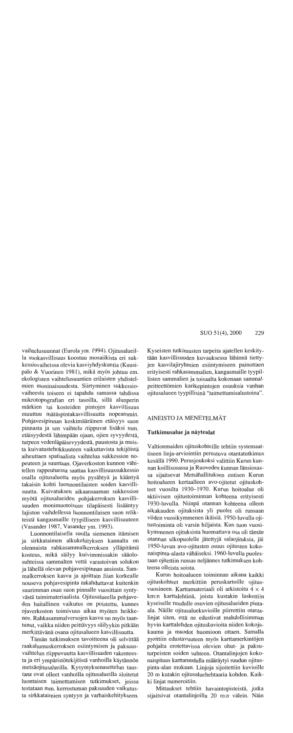vaihtelusuunnat (Eurola *ym.* 1994). Ojitusalueilla suokasvillisuus koostuu mosaiikista eri sukkessiovaiheissa olevia kasviyhdyskuntia (Kuusipalo & Vuorinen 1981), mikä myös johtuu em. ekologisten vaihtelusuuntien erilaisten yhdistelmien moninaisuudesta. Siirtyminen sukkessiovaiheesta toiseen ei tapahdu samassa tahdissa mikrotopografian eri tasoilla, sillä alunperin märkien tai kosteiden pintojen kasvillisuus muuttuu mätäspintakasvillisuutta nopeammin. Pohjavesipinnan keskimääräinen etäisyys suon pinnasta ja sen vaihtelu riippuvat lisäksi mm. etäisyydestä lähimpään ojaan, ojien syvyydestä, turpeen vedenläpäisevyydestä, puustosta ja muista kuivatustehokkuuteen vaikuttavista tekijöistä aiheuttaen spatiaalista vaihtelua sukkession nopeuteen ja suuntaan. Ojaverkoston kunnon vähitellen rappeutuessa saattaa kasvillisuussukkessio osalla ojitusaluetta myös pysähtyä ja kääntyä takaisin kohti luonnontilaisten soiden kasvillisuutta. Kuivatuksen aikaansaaman sukkession myötä ojitusalueiden pohjakerroksen kasvillisuuden monimuotoisuus tilapäisesti lisääntyy lajiston vaihdellessa luonnontilaisen suon relikteistä kangasmaille tyypilliseen kasvillisuuteen (Vasander 1987, Vasander ym. 1993).

Luonnontilaisella suolla siemenen itämisen ja sirkkataimen alkukehityksen kannalta on olennaista rahkasammalkerroksen ylläpitämä kosteus, mikä säilyy kuivimmissakin sääolosuhteissa sammalten vettä varastoivan solukon ja lähellä olevan pohjavesipinnan ansiosta. Sammalkerroksen kasvu ja ajoittain liian korkealle nouseva pohjavesipinta tukahduttavat kuitenkin suurimman osan suon pinnalle vuosittain syntyvästä taimimateriaalista. Ojitusalueella pohjaveden haitallinen vaikutus on poistettu, kunnes ojaverkoston toimivuus aikaa myöten heikkenee. Rahkasammalversojen kasvu on myös taantunut, vaikka niiden peittävyys säilyykin pitkään merkittävänä osana ojitusalueen kasvillisuutta.

Tämän tutkimuksen tavoitteena oli selvittää raakahumuskerroksen esiintymisen ja paksuusvaihtelun riippuvuutta kasvillisuuden rakenteesta ja eri ympäristötekijöistä vanhoilla käytännön metsäojitusalueilla. Kysymyksenasettelun taustana ovat olleet vanhoilla ojitusalueilla aloitetut luontaisen taimettumisen tutkimukset, joissa testataan mm. kerrostuman paksuuden vaikutusta sirkkataimien syntyyn ja varhaiskehitykseen. Kyseisten tutkimusten tarpeita ajatellen keskitytään kasvillisuuden kuvauksessa lähinnä tiettyjen kasvilajiryhmien esiintymiseen painottaen erityisesti rahkasammalien, kangasmaille tyypillisten sammalien ja toisaalta kokonaan sammalpeitteettömien karikepintojen osuuksia vanhan ojitusalueen tyypillisinä "taimettumisalustoina".

## AINEISTO JA MENETELMÄT

### Tutkimusalue ja näytealat

Valtionmaiden ojituskohteille tehtiin systemaattiseen linja-arviointiin perustuva otantatutkimus kesällä 1990. Perusjoukoksi valittiin Kurun kunnan koillisosassa ja Ruoveden kunnan länsiosassa sijaitsevat Metsähallituksen entisen Kurun hoitoalueen kertaalleen avo-ojitetut ojituskohteet vuosilta 1930–1970. Kurun hoitoalue oli aktiivisen ojitustoiminnan kohteena erityisesti 1930-luvulla. Niinpä otannan kohteena olleen aikakauden ojituksista yli puolet oli runsaan viiden vuosikymmenen ikäisiä. 1950-luvulla ojitustoiminta oli varsin hiljaista. Kun tuon vuosikymmenen ojituksista huomattava osa oli tämän otannan ulkopuolelle jätettyjä salaojituksia, jäi 1950-luvun avo-ojitusten osuus ojitusten kokonaispinta-alasta vähäiseksi. 1960-luvulla puolestaan ojitettiin runsas neljännes tutkimuksen kohteena olleista soista.

Kurun hoitoalueen toiminnan aikana kaikki ojituskohteet merkittiin peruskartoille ojitusvuosineen. Karttamateriaali oli arkistoitu 4 × 4 km:n karttalehtinä, joista kustakin laskettiin kyseiselle ruudulle osuvien ojitusalueiden pinta-ala. Näille ojitusaluekuvioille piirrettiin otantalinjat siten, että ne edustivat mahdollisimman hyvin karttalehden ojituskuvioita niiden kokojakauma ja muodot huomioon ottaen. Samalla pyrittiin edustavuuteen myös karttamerkintöjen pohjalta erotettavissa olevien ohut- ja paksuturpeisten soiden suhteen. Otantalinjojen kokonaispituus karttaruudulla määräytyi ruudun ojituspinta-alan mukaan. Linjoja sijoitettiin kuvioille 20 m kutakin ojitusaluehehtaaria kohden. Kaikki linjat numeroitiin.

Mittaukset tehtiin havaintopisteistä, jotka sijaitsivat otantalinjoilla 20 m:n välein. Näin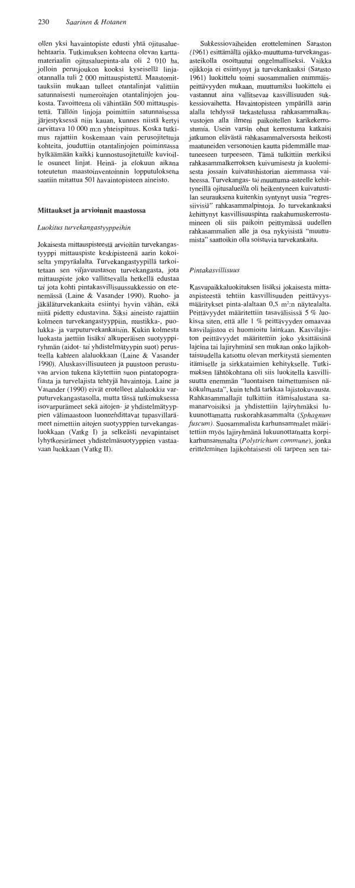ollen yksi havaintopiste edusti yhtä ojitusaluehehtaaria. Tutkimuksen kohteena olevan karttamateriaalin ojitusaluepinta-ala oli 2 010 ha, jolloin perusjoukon kooksi kyseisellä linjaotannalla tuli 2 000 mittauspistettä. Maastomittauksiin mukaan tulleet otantalinjat valittiin satunnaisesti numeroitujen otantalinjojen joukosta. Tavoitteena oli vähintään 500 mittauspistettä. Tällöin linjoja poimittiin satunnaisessa järjestyksessä niin kauan, kunnes niistä kertyi tarvittava 10 000 m:n yhteispituus. Koska tutkimus rajattiin koskemaan vain perusojitettuja kohteita, jouduttiin otantalinjojen poiminnassa hylkäämään kaikki kunnostusojitetuille kuvioille osuneet linjat. Heinä- ja elokuun aikana toteutetun maastoinventoinnin lopputuloksena saatiin mitattua 501 havaintopisteen aineisto.

## Mittaukset ja arvioinnit maastossa

### Luokitus turvekangastyyppeihin

Jokaisesta mittauspisteestä arvioitiin turvekangastyyppi mittauspiste keskipisteenä aarin kokoiselta ympyräalalta. Turvekangastyypillä tarkoitetaan sen viljavuustason turvekangasta, jota mittauspiste joko vallitsevalla hetkellä edustaa tai jota kohti pintakasvillisuussukkessio on etenemässä (Laine & Vasander 1990). Ruoho- ja jäkäläturvekankaita esiintyi hyvin vähän, eikä niitä pidetty edustavina. Siksi aineisto rajattiin kolmeen turvekangastyyppiin, mustikka-, puolukka- ja varputurvekankaisiin. Kukin kolmesta luokasta jaettiin lisäksi alkuperäisen suotyyppiryhmän (aidot- tai yhdistelmätyypin suot) perusteella kahteen alaluokkaan (Laine & Vasander 1990). Aluskasvillisuuteen ja puustoon perustuvan arvion tukena käytettiin suon pintatopografiasta ja turvelajista tehtyjä havaintoja. Laine ja Vasander (1990) eivät erotelleet alaluokkia varputurvekangastasolla, mutta tässä tutkimuksessa isovarpurämeet sekä aitojen- ja yhdistelmätyyppien välimaastoon luonnehdittavat tupasvillarämeet nimettiin aitojen suotyyppien turvekangasluokkaan (Vatkg I) ja selkeästi nevapintaiset lyhytkorsirämeet yhdistelmäsuotyyppien vastaavaan luokkaan (Vatkg II).

Sukkessiovaiheiden erotteleminen Saraston (1961) esittämällä ojikko-muuttuma-turvekangasasteikolla osoittautui ongelmalliseksi. Vaikka ojikkoja ei esiintynyt ja turvekankaaksi (Sarasto 1961) luokittelu toimi suosammalien enimmäispeittävyyden mukaan, muuttumiksi luokittelu ei vastannut aina vallitsevaa kasvillisuuden sukkessiovaihetta. Havaintopisteen ympärillä aarin alalla tehdyssä tarkastelussa rahkasammalkasvustojen alla ilmeni paikoitellen karikekerrostumia. Usein varsin ohut kerrostuma katkaisi jatkumon elävästä rahkasammalversosta heikosti maatuneiden versonosien kautta pidemmälle maatuneeseen turpeeseen. Tämä tulkittiin merkiksi rahkasammalkerroksen kuivumisesta ja kuolemisesta jossain kuivatushistorian aiemmassa vaiheessa. Turvekangas- tai muuttuma-asteelle kehittyneillä ojitusalueilla oli heikentyneen kuivatustilan seurauksena kuitenkin syntynyt uusia "regressiivisiä" rahkasammalpintoja. Jo turvekankaaksi kehittynyt kasvillisuuspinta raakahumuskerrostumineen oli siis paikoin peittymässä uudellen rahkasammalien alle ja osa nykyisistä "muuttumista" saattoikin olla soistuvia turvekankaita.

### Pintakasvillisuus

Kasvupaikkaluokituksen lisäksi jokaisesta mittauspisteestä tehtiin kasvillisuuden peittävyysmääritykset pinta-alaltaan 0,5 m²:n näytealalta. Peittävyydet määritettiin tasavälisissä 5 % luokissa siten, että alle 1 % peittävyyden omaavaa kasvilajistoa ei huomioitu lainkaan. Kasvilajiston peittävyydet määritettiin joko yksittäisinä lajeina tai lajiryhminä sen mukaan onko lajikohtaisuudella katsottu olevan merkitystä siementen itämiselle ja sirkkataimien kehitykselle. Tutkimuksen lähtökohtana oli siis luokitella kasvillisuutta enemmän "luontaisen taimettumisen näkökulmasta", kuin tehdä tarkkaa lajistokuvausta. Rahkasammallajit tulkittiin itämisalustana samanarvoisiksi ja yhdistettiin lajiryhmäksi lukuunottamatta ruskorahkasammalta (*Sphagnum fuscum*). Suosammalista karhunsammalet määritettiin myös lajiryhmänä lukuunottamatta korpikarhunsammalta (*Polytrichum commune*), jonka erotteleminen lajikohtaisesti oli tarpeen sen tai-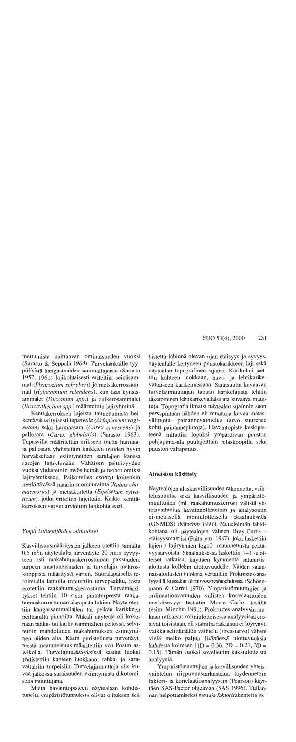mettumista haittaavan ominaisuuden vuoksi (Sarasto & Seppälä 1964). Turvekankaille tyypillisistä kangasmaiden sammallajeista (Sarasto 1957, 1961) lajikohtaisesti eriteltiin seinäsammal (*Pleurozium schreberi*) ja metsäkerrossammal (*Hylocomium splendens*), kun taas kynsisammalet (*Dicranum spp.*) ja suikerosammalet (*Brachythecium spp.*) määritettiin lajiryhminä.

Kenttäkerroksen lajeista taimettumista heikentävät erityisesti tupasvilla (*Eriophorum vaginatum*) sekä harmaasara (*Carex canescens*) ja pallosara (*Carex globularis*) (Sarasto 1963). Tupasvilla määritettiin erikseen mutta harmaaja pallosara yhdistettiin kaikkien muiden hyvin harvakseltaan esiintyneiden saralajien kanssa sarojen lajiryhmään. Vähäisen peittävyyden vuoksi yhdistettiin myös heinät ja ruohot omiksi lajiryhmikseen. Paikoitellen esiintyi kuitenkin merkittävässä määrin suomuurainta (*Rubus chamaemorus*) ja metsäkortetta (*Equisetum sylvaticum*), jotka eriteltiin lajeittain. Kaikki kenttäkerroksen varvut arvioitiin lajikohtaisesti.

### Ympäristötekijöiden mittaukset

Kasvillisuusmääritysten jälkeen otettiin samalta 0,5 m²:n näytealalta turvenäyte 20 cm:n syvyyteen asti raakahumuskerrostuman paksuuden, turpeen maatuneisuuden ja turvelajin makroskooppista määritystä varten. Suorakaiteen muotoisella teroitetulla lapiolla irroitettiin turvepaakku, josta erotettiin raakahumuskerrostuma. Turvemääritykset tehtiin 10 cm:n pintaturpeesta raakahumuskerrostuman alarajasta lukien. Näyte otettiin kangassammallajien tai pelkän karikkeen peittämiltä pinnoilta. Mikäli näyteala oli kokonaan rahka- tai karhunsammalien peitossa, selvitettiin mahdollinen raakahumuksen esiintyminen niiden alta. Käsin puristellusta turvenäytteestä maatuneisuus määritettiin von Postin asteikolla. Turvelajimäärityksissä saadut luokat yhdistettiin kahteen luokkaan; rahka- ja saravaltaisiin turpeisiin. Turvelajimuuttuja siis kuvaa jatkossa saraisuuden esiintymistä dikotomisena muuttujana.

Muita havaintopisteen näytealaan kohdistuneita ympäristötunnuksia olivat ojituksen ikä, pistettä lähinnä olevan ojan etäisyys ja syvyys, näytealalle kertyneen puustokarikkeen laji sekä näytealan topografinen sijainti. Karikelaji jaettiin kahteen luokkaan, havu- ja lehtikarikevaltaiseen karikemassaan. Saraisuutta kuvaavan turvelajimuuttujan tapaan karikelajista tehtiin dikotominen lehtikarikevaltaisuutta kuvaava muuttuja. Topografia ilmaisi näytealan sijainnin suon peruspintaan nähden eli muuttuja kuvaa mätäsvälipinta- painannevaihtelua (arvo suurenee kohti painannepintoja). Havaintopiste keskipisteenä mitattiin lopuksi ympäröivän puuston pohjapinta-ala puulajeittain relaskoopilla sekä puuston valtapituus.

## Aineiston käsittely

Näytealojen aluskasvillisuuden rakennetta, vaihtelusuuntia sekä kasvillisuuden ja ympäristömuuttujien (ml. raakahumuskerros) välistä yhteisvaihtelua havainnollistettiin ja analysoitiin ei-metrisellä moniulotteisella skaalauksella (GNMDS) (Minchin 1991). Menetelmän lähtökohtana oli näytealojen välinen Bray-Curtis -etäisyysmatriisi (Faith ym. 1987), joka laskettiin lajien / lajiryhmien log10 -muunnetuista peittävyysarvoista. Skaalauksessa laskettiin 1–3 -ulotteiset ratkaisut käyttäen kymmentä satunnaisaloitusta kullekin ulottuvuudelle. Näiden satunnaisaloitusten tuloksia vertailtiin Prokrustes-analyysillä kussakin ulottuvuusvaihtoehdossa (Schönemann & Carrol 1970). Ympäristömuuttujien ja ordinaatioavaruuden välisten korrelaatioiden merkitsevyys testattiin Monte Carlo -testillä (esim. Minchin 1991). Prokrustes-analyysin mukaan ratkaisut kolmiulotteisessa analyysissä erosivat toisistaan, eli stabiilia ratkaisua ei löytynyt, vaikka selittämätön vaihtelu (stressiarvo) väheni vielä melko paljon lisättäessä ulottuvuuksia kahdesta kolmeen (1D = 0.36, 2D = 0.21, 3D = 0.15). Tämän vuoksi sovellettiin kaksiulotteista analyysiä.

Ympäristömuuttujien ja kasvillisuuden yhteisvaihtelun riippuvuustarkastelua täydennettiin faktori- ja korrelaatioanalyysein (Pearson) käyttäen SAS-Factor ohjelmaa (SAS 1996). Tulkinnan helpottamiseksi saatuja faktorirakenteita yk-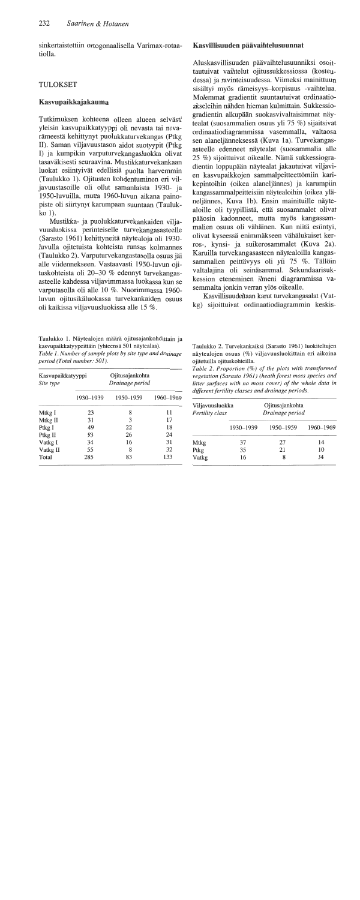sinkertaistettiin ortogonaalisella Varimax-rotaatiolla.

## TULOKSET

### Kasvupaikkajakauma

Tutkimuksen kohteena olleen alueen selvästi yleisin kasvupaikkatyyppi oli nevasta tai nevarämeestä kehittynyt puolukkaturvekangas (Ptkg II). Saman viljavuustason aidot suotyypit (Ptkg I) ja kumpikin varputurvekangasluokka olivat tasaväkisesti seuraavina. Mustikkaturvekankaan luokat esiintyivät edellisiä puolta harvemmin (Taulukko 1). Ojitusten kohdentuminen eri viljavuustasoille oli ollut samanlaista 1930- ja 1950-luvuilla, mutta 1960-luvun aikana painopiste oli siirtynyt karumpaan suuntaan (Taulukko 1).

Mustikka- ja puolukkaturvekankaiden viljavuusluokissa perinteiselle turvekangasasteelle (Sarasto 1961) kehittyneitä näytealoja oli 1930-luvulla ojitetuista kohteista runsas kolmannes (Taulukko 2). Varputurvekangastasolla osuus jäi alle viidennekseen. Vastaavasti 1950-luvun ojituskohteista oli 20–30 % edennyt turvekangasasteelle kahdessa viljavimmassa luokassa kun se varputasolla oli alle 10 %. Nuorimmassa 1960-luvun ojitusikäluokassa turvekankaiden osuus oli kaikissa viljavuusluokissa alle 15 %.

Taulukko 1. Näytealojen määrä ojitusajankohdittain ja kasvupaikkatyypeittäin (yhteensä 501 näytealaa).
*Table 1. Number of sample plots by site type and drainage period (Total number: 501).*

| Kasvupaikkatyyppi *Site type* | Ojitusajankohta *Drainage period* | | |
|---|---|---|---|
| | 1930–1939 | 1950–1959 | 1960–1969 |
| Mtkg I | 23 | 8 | 11 |
| Mtkg II | 31 | 3 | 17 |
| Ptkg I | 49 | 22 | 18 |
| Ptkg II | 93 | 26 | 24 |
| Vatkg I | 34 | 16 | 31 |
| Vatkg II | 55 | 8 | 32 |
| Total | 285 | 83 | 133 |

### Kasvillisuuden päävaihtelusuunnat

Aluskasvillisuuden päävaihtelusuunniksi osoittautuivat vaihtelut ojitussukkessiossa (kosteudessa) ja ravinteisuudessa. Viimeksi mainittuun sisältyi myös rämeisyys–korpisuus -vaihtelua. Molemmat gradientit suuntautuivat ordinaatioakseleihin nähden hieman kulmittain. Sukkessiogradientin alkupään suokasvivaltaisimmat näytealat (suosammalien osuus yli 75 %) sijaitsivat ordinaatiodiagrammissa vasemmalla, valtaosa sen alaneljänneksessä (Kuva 1a). Turvekangasasteelle edenneet näytealat (suosammalia alle 25 %) sijoittuivat oikealle. Nämä sukkessiogradientin loppupään näytealat jakautuivat viljavien kasvupaikkojen sammalpeitteettömiin karikepintoihin (oikea alaneljännes) ja karumpiin kangassammalpeitteisiin näytealoihin (oikea yläneljännes, Kuva 1b). Ensin mainituille näytealoille oli tyypillistä, että suosammalet olivat pääosin kadonneet, mutta myös kangassammalien osuus oli vähäinen. Kun niitä esiintyi, olivat kyseessä enimmäkseen vähälukuiset kerros-, kynsi- ja suikerosammalet (Kuva 2a). Karuilla turvekangasasteen näytealoilla kangassammalien peittävyys oli yli 75 %. Tällöin valtalajina oli seinäsammal. Sekundaarisukkession eteneminen ilmeni diagrammissa vasemmalta jonkin verran ylös oikealle.

Kasvillisuudeltaan karut turvekangasalat (Vatkg) sijoittuivat ordinaatiodiagrammin keskis-

Taulukko 2. Turvekankaiksi (Sarasto 1961) luokiteltujen näytealojen osuus (%) viljavuusluokittain eri aikoina ojitetuilla ojituskohteilla.
*Table 2. Proportion (%) of the plots with transformed vegetation (Sarasto 1961) (heath forest moss species and litter surfaces with no moss cover) of the whole data in different fertility classes and drainage periods.*

| Viljavuusluokka *Fertility class* | Ojitusajankohta *Drainage period* | | |
|---|---|---|---|
| | 1930–1939 | 1950–1959 | 1960–1969 |
| Mtkg | 37 | 27 | 14 |
| Ptkg | 35 | 21 | 10 |
| Vatkg | 16 | 8 | 14 |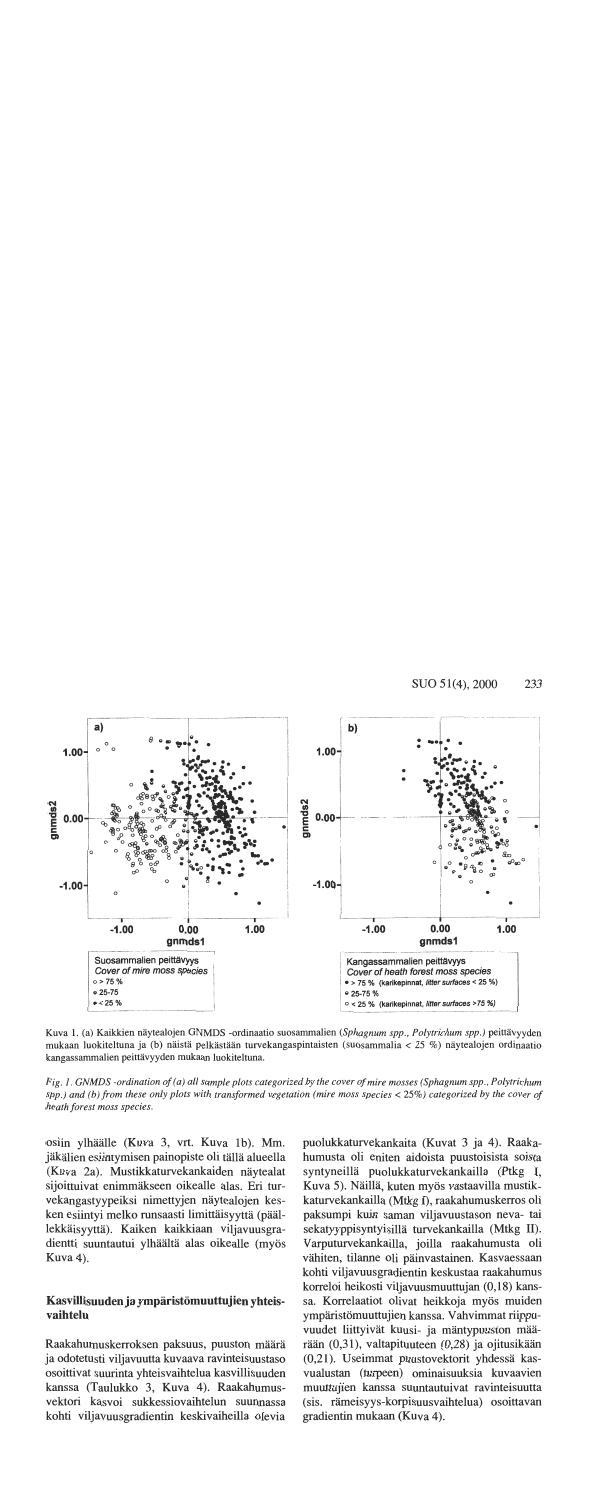Kuva 1. (a) Kaikkien näytealojen GNMDS -ordinaatio suosammalien (*Sphagnum spp., Polytrichum spp.*) peittävyyden mukaan luokiteltuna ja (b) näistä pelkästään turvekangaspintaisten (suosammalia < 25 %) näytealojen ordinaatio kangassammalien peittävyyden mukaan luokiteltuna.

*Fig. 1. GNMDS -ordination of (a) all sample plots categorized by the cover of mire mosses (Sphagnum spp., Polytrichum spp.) and (b) from these only plots with transformed vegetation (mire moss species < 25%) categorized by the cover of heath forest moss species.*

osiin ylhäälle (Kuva 3, vrt. Kuva 1b). Mm. jäkälien esiintymisen painopiste oli tällä alueella (Kuva 2a). Mustikkaturvekankaiden näytealat sijoittuivat enimmäkseen oikealle alas. Eri turvekangastyypeiksi nimettyjen näytealojen kesken esiintyi melko runsaasti limittäisyyttä (päällekkäisyyttä). Kaiken kaikkiaan viljavuusgradientti suuntautui ylhäältä alas oikealle (myös Kuva 4).

## Kasvillisuuden ja ympäristömuuttujien yhteisvaihtelu

Raakahumuskerroksen paksuus, puuston määrä ja odotetusti viljavuutta kuvaava ravinteisuustaso osoittivat suurinta yhteisvaihtelua kasvillisuuden kanssa (Taulukko 3, Kuva 4). Raakahumusvektori kasvoi sukkessiovaihtelun suunnassa kohti viljavuusgradientin keskivaiheilla olevia puolukkaturvekankaita (Kuvat 3 ja 4). Raakahumusta oli eniten aidoista puustoisista soista syntyneillä puolukkaturvekankailla (Ptkg I, Kuva 5). Näillä, kuten myös vastaavilla mustikkaturvekankailla (Mtkg I), raakahumuskerros oli paksumpi kuin saman viljavuustason neva- tai sekatyyppisyntyisillä turvekankailla (Mtkg II). Varputurvekankailla, joilla raakahumusta oli vähiten, tilanne oli päinvastainen. Kasvaessaan kohti viljavuusgradientin keskustaa raakahumus korreloi heikosti viljavuusmuuttujan (0,18) kanssa. Korrelaatiot olivat heikkoja myös muiden ympäristömuuttujien kanssa. Vahvimmat riippuvuudet liittyivät kuusi- ja mäntypuuston määrään (0,31), valtapituuteen (0,28) ja ojitusikään (0,21). Useimmat puustovektorit yhdessä kasvualustan (turpeen) ominaisuuksia kuvaavien muuttujien kanssa suuntautuivat ravinteisuutta (sis. rämeisyys-korpisuusvaihtelua) osoittavan gradientin mukaan (Kuva 4).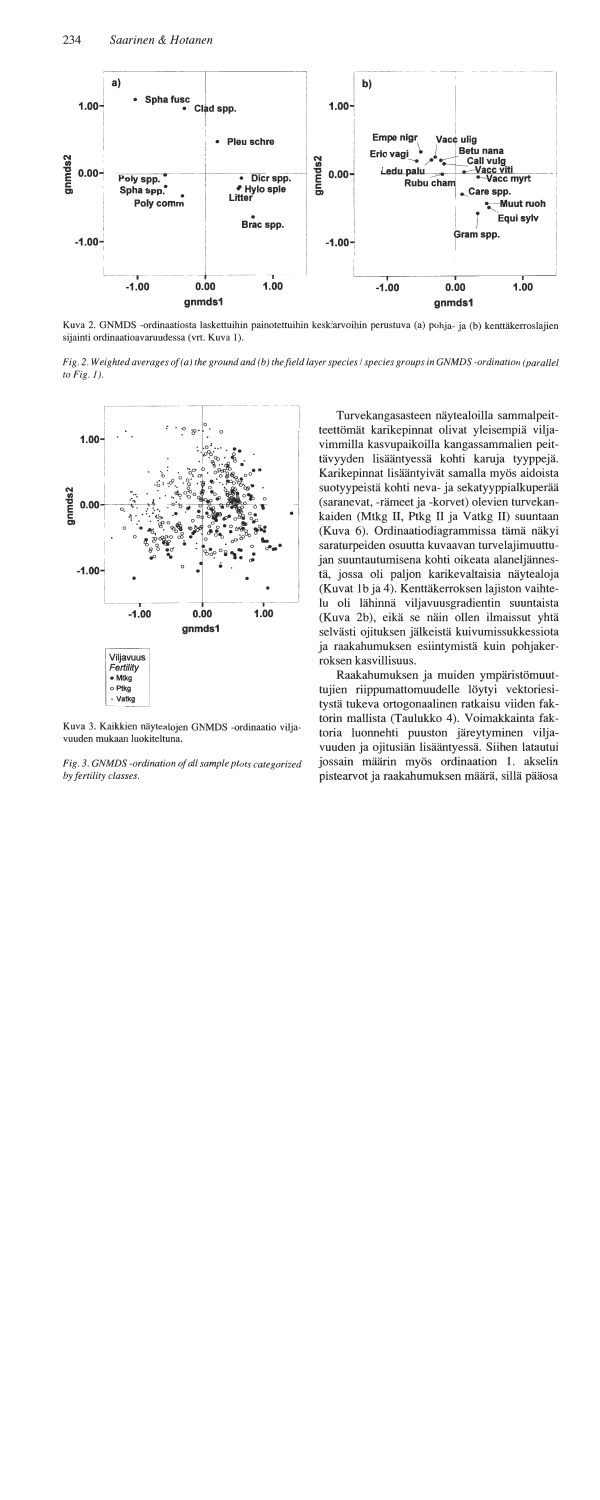Kuva 2. GNMDS -ordinaatiosta laskettuihin painotettuihin keskiarvoihin perustuva (a) pohja- ja (b) kenttäkerroslajien sijainti ordinaatioavaruudessa (vrt. Kuva 1).

*Fig. 2. Weighted averages of (a) the ground and (b) the field layer species / species groups in GNMDS -ordination (parallel to Fig. 1).*

Kuva 3. Kaikkien näytealojen GNMDS -ordinaatio viljavuuden mukaan luokiteltuna.

*Fig. 3. GNMDS -ordination of all sample plots categorized by fertility classes.*

Turvekangasasteen näytealoilla sammalpeitteettömät karikepinnat olivat yleisempiä viljavimmilla kasvupaikoilla kangassammalien peittävyyden lisääntyessä kohti karuja tyyppejä. Karikepinnat lisääntyivät samalla myös aidoista suotyypeistä kohti neva- ja sekatyyppialkuperää (saranevat, -rämeet ja -korvet) olevien turvekankaiden (Mtkg II, Ptkg II ja Vatkg II) suuntaan (Kuva 6). Ordinaatiodiagrammissa tämä näkyi saraturpeiden osuutta kuvaavan turvelajimuuttujan suuntautumisena kohti oikeata alaneljännestä, jossa oli paljon karikevaltaisia näytealoja (Kuvat 1b ja 4). Kenttäkerroksen lajiston vaihtelu oli lähinnä viljavuusgradientin suuntaista (Kuva 2b), eikä se näin ollen ilmaissut yhtä selvästi ojituksen jälkeistä kuivumissukkessiota ja raakahumuksen esiintymistä kuin pohjakerroksen kasvillisuus.

Raakahumuksen ja muiden ympäristömuuttujien riippumattomuudelle löytyi vektoriesitystä tukeva ortogonaalinen ratkaisu viiden faktorin mallista (Taulukko 4). Voimakkainta faktoria luonnehti puuston järeytyminen viljavuuden ja ojitusiän lisääntyessä. Siihen latautui jossain määrin myös ordinaation 1. akselin pistearvot ja raakahumuksen määrä, sillä pääosa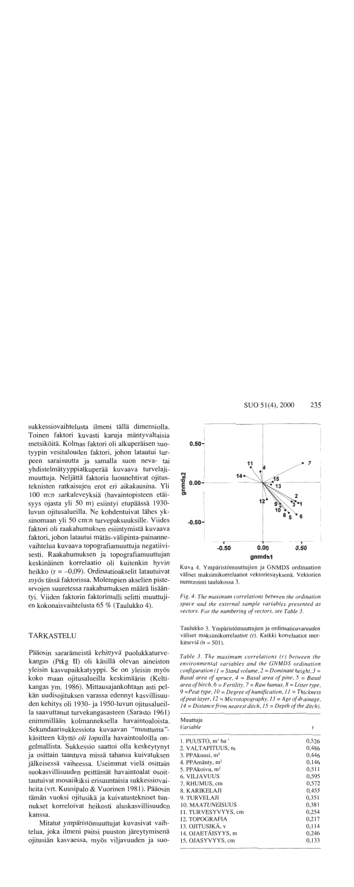sukkessiovaihtelusta ilmeni tällä dimensiolla. Toinen faktori kuvasti karuja mäntyvaltaisia metsiköitä. Kolmas faktori oli alkuperäisen suotyypin vesitalouden faktori, johon latautui turpeen saraisuutta ja samalla suon neva- tai yhdistelmätyyppialkuperää kuvaava turvelajimuuttuja. Neljättä faktoria luonnehtivat ojitusteknisten ratkaisujen erot eri aikakausina. Yli 100 m:n sarkaleveyksiä (havaintopisteen etäisyys ojasta yli 50 m) esiintyi etupäässä 1930-luvun ojitusalueilla. Ne kohdentuivat lähes yksinomaan yli 50 cm:n turvepaksuuksille. Viides faktori oli raakahumuksen esiintymistä kuvaava faktori, johon latautui mätäs-välipinta-painannevaihtelua kuvaava topografiamuuttuja negatiivisesti. Raakahumuksen ja topografiamuuttujan keskinäinen korrelaatio oli kuitenkin hyvin heikko (r = –0,09). Ordinaatioakselit latautuivat myös tässä faktorissa. Molempien akselien pistearvojen suuretessa raakahumuksen määrä lisääntyi. Viiden faktorin faktorimalli selitti muuttujien kokonaisvaihtelusta 65 % (Taulukko 4).

## TARKASTELU

Pääosin sararämeistä kehittyvä puolukkaturvekangas (Ptkg II) oli käsillä olevan aineiston yleisin kasvupaikkatyyppi. Se on yleisin myös koko maan ojitusalueilla keskimäärin (Keltikangas ym. 1986). Mittausajankohtaan asti pelkän uudisojituksen varassa edennyt kasvillisuuden kehitys oli 1930- ja 1950-luvun ojitusalueilla saavuttanut turvekangasasteen (Sarasto 1961) enimmillään kolmanneksella havaintoaloista. Sekundaarisukkessiota kuvaavan "muuttuma"-käsitteen käyttö oli lopuilla havaintoaloilla ongelmallista. Sukkessio saattoi olla keskeytynyt ja osittain taantuva missä tahansa kuivatuksen jälkeisessä vaiheessa. Useimmat vielä osittain suokasvillisuuden peittämät havaintoalat osoittautuivat mosaiikiksi erisuuntaisia sukkessiovaiheita (vrt. Kuusipalo & Vuorinen 1981). Pääosin tämän vuoksi ojitusikä ja kuivatustekniset tunnukset korreloivat heikosti aluskasvillisuuden kanssa.

Mitatut ympäristömuuttujat kuvasivat vaihtelua, joka ilmeni paitsi puuston järeytymisenä ojitusiän kasvaessa, myös viljavuuden ja suo-

Kuva 4. Ympäristömuuttujien ja GNMDS ordinaation väliset maksimikorrelaatiot vektoriesityksenä. Vektorien numerointi taulukossa 3.

*Fig. 4. The maximum correlations between the ordination space and the external sample variables presented as vectors. For the numbering of vectors, see Table 3.*

Taulukko 3. Ympäristömuuttujien ja ordinaatioavaruuden väliset maksimikorrelaatiot (r). Kaikki korrelaatiot merkitseviä (n = 501).

*Table 3. The maximum correlations (r) between the environmental variables and the GNMDS ordination configuration (1 = Stand volume, 2 = Dominant height, 3 = Basal area of spruce, 4 = Basal area of pine, 5 = Basal area of birch, 6 = Fertility, 7 = Raw humus, 8 = Litter type, 9 = Peat type, 10 = Degree of humification, 11 = Thickness of peat layer, 12 = Microtopography, 13 = Age of drainage, 14 = Distance from nearest ditch, 15 = Depth of the ditch).*

| Muuttuja *Variable* | r |
|---|---|
| 1. PUUSTO, m³ ha⁻¹ | 0,526 |
| 2. VALTAPITUUS, m | 0,486 |
| 3. PPAkuusi, m² | 0,446 |
| 4. PPAmänty, m² | 0,146 |
| 5. PPAkoivu, m² | 0,511 |
| 6. VILJAVUUS | 0,595 |
| 7. RHUMUS, cm | 0,572 |
| 8. KARIKELAJI | 0,455 |
| 9. TURVELAJI | 0,351 |
| 10. MAATUNEISUUS | 0,381 |
| 11. TURVESYVYYS, cm | 0,254 |
| 12. TOPOGRAFIA | 0,217 |
| 13. OJITUSIKÄ, v | 0,114 |
| 14. OJAETÄISYYS, m | 0,246 |
| 15. OJASYVYYS, cm | 0,133 |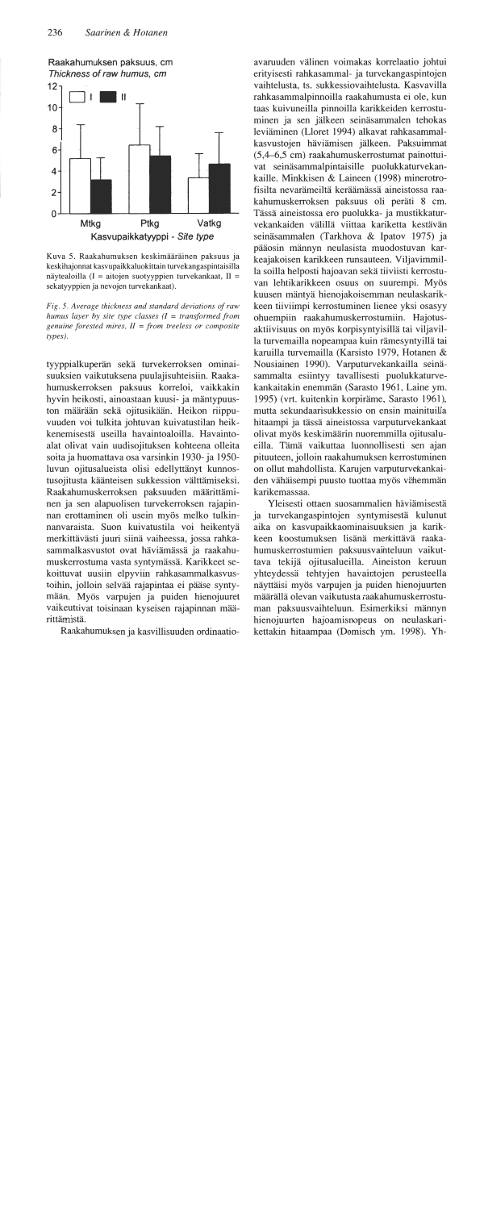Raakahumuksen paksuus, cm
*Thickness of raw humus, cm*

Kuva 5. Raakahumuksen keskimääräinen paksuus ja keskihajonnat kasvupaikkaluokittain turvekangaspintaisilla näytealoilla (I = aitojen suotyyppien turvekankaat, II = sekatyyppien ja nevojen turvekankaat).

*Fig. 5. Average thickness and standard deviations of raw humus layer by site type classes (I = transformed from genuine forested mires, II = from treeless or composite types).*

tyyppialkuperän sekä turvekerroksen ominaisuuksien vaikutuksena puulajisuhteisiin. Raakahumuskerroksen paksuus korreloi, vaikkakin hyvin heikosti, ainoastaan kuusi- ja mäntypuuston määrään sekä ojitusikään. Heikon riippuvuuden voi tulkita johtuvan kuivatustilan heikkenemisestä useilla havaintoaloilla. Havaintoalat olivat vain uudisojituksen kohteena olleita soita ja huomattava osa varsinkin 1930- ja 1950-luvun ojitusalueista olisi edellyttänyt kunnostusojitusta käänteisen sukkession välttämiseksi. Raakahumuskerroksen paksuuden määrittäminen ja sen alapuolisen turvekerroksen rajapinnan erottaminen oli usein myös melko tulkinnanvaraista. Suon kuivatustila voi heikentyä merkittävästi juuri siinä vaiheessa, jossa rahkasammalkasvustot ovat häviämässä ja raakahumuskerrostuma vasta syntymässä. Karikkeet sekoittuvat uusiin elpyviin rahkasammalkasvustoihin, jolloin selvää rajapintaa ei pääse syntymään. Myös varpujen ja puiden hienojuuret vaikeuttivat toisinaan kyseisen rajapinnan määrittämistä.

Raakahumuksen ja kasvillisuuden ordinaatioavaruuden välinen voimakas korrelaatio johtui erityisesti rahkasammal- ja turvekangaspintojen vaihtelusta, ts. sukkessiovaihtelusta. Kasvavilla rahkasammalpinnoilla raakahumusta ei ole, kun taas kuivuneilla pinnoilla karikkeiden kerrostuminen ja sen jälkeen seinäsammalen tehokas leviäminen (Lloret 1994) alkavat rahkasammalkasvustojen häviämisen jälkeen. Paksuimmat (5,4–6,5 cm) raakahumuskerrostumat painottuivat seinäsammalpintaisille puolukkaturvekankaille. Minkkisen & Laineen (1998) minerotrofisilta nevarämeiltä keräämässä aineistossa raakahumuskerroksen paksuus oli peräti 8 cm. Tässä aineistossa ero puolukka- ja mustikkaturvekankaiden välillä viittaa kariketta kestävän seinäsammalen (Tarkhova & Ipatov 1975) ja pääosin männyn neulasista muodostuvan karkeajakoisen karikkeen runsauteen. Viljavimmilla soilla helposti hajoavan sekä tiiviisti kerrostuvan lehtikarikkeen osuus on suurempi. Myös kuusen mäntyä hienojakoisemman neulaskarikkeen tiiviimpi kerrostuminen lienee yksi osasyy ohuempiin raakahumuskerrostumiin. Hajotusaktiivisuus on myös korpisyntyisillä sekä viljavilla turvemailla nopeampaa kuin rämesyntyillä tai karuilla turvemailla (Karsisto 1979, Hotanen & Nousiainen 1990). Varputurvekankailla seinäsammalta esiintyy tavallisesti puolukkaturvekankaitakin enemmän (Sarasto 1961, Laine ym. 1995) (vrt. kuitenkin korpiräme, Sarasto 1961), mutta sekundaarisukkessio on ensin mainituilla hitaampi ja tässä aineistossa varputurvekankaat olivat myös keskimäärin nuoremmilla ojitusalueilla. Tämä vaikuttaa luonnollisesti sen ajan pituuteen, jolloin raakahumuksen kerrostuminen on ollut mahdollista. Karujen varputurvekankaiden vähäisempi puusto tuottaa myös vähemmän karikemassaa.

Yleisesti ottaen suosammalien häviämisestä ja turvekangaspintojen syntymisestä kulunut aika on kasvupaikkaominaisuuksien ja karikkeen koostumuksen lisänä merkittävä raakahumuskerrostumien paksuusvaihteluun vaikuttava tekijä ojitusalueilla. Aineiston keruun yhteydessä tehtyjen havaintojen perusteella näyttäisi myös varpujen ja puiden hienojuurten määrällä olevan vaikutusta raakahumuskerrostuman paksuusvaihteluun. Esimerkiksi männyn hienojuurten hajoamisnopeus on neulaskarikettakin hitaampaa (Domisch ym. 1998). Yh-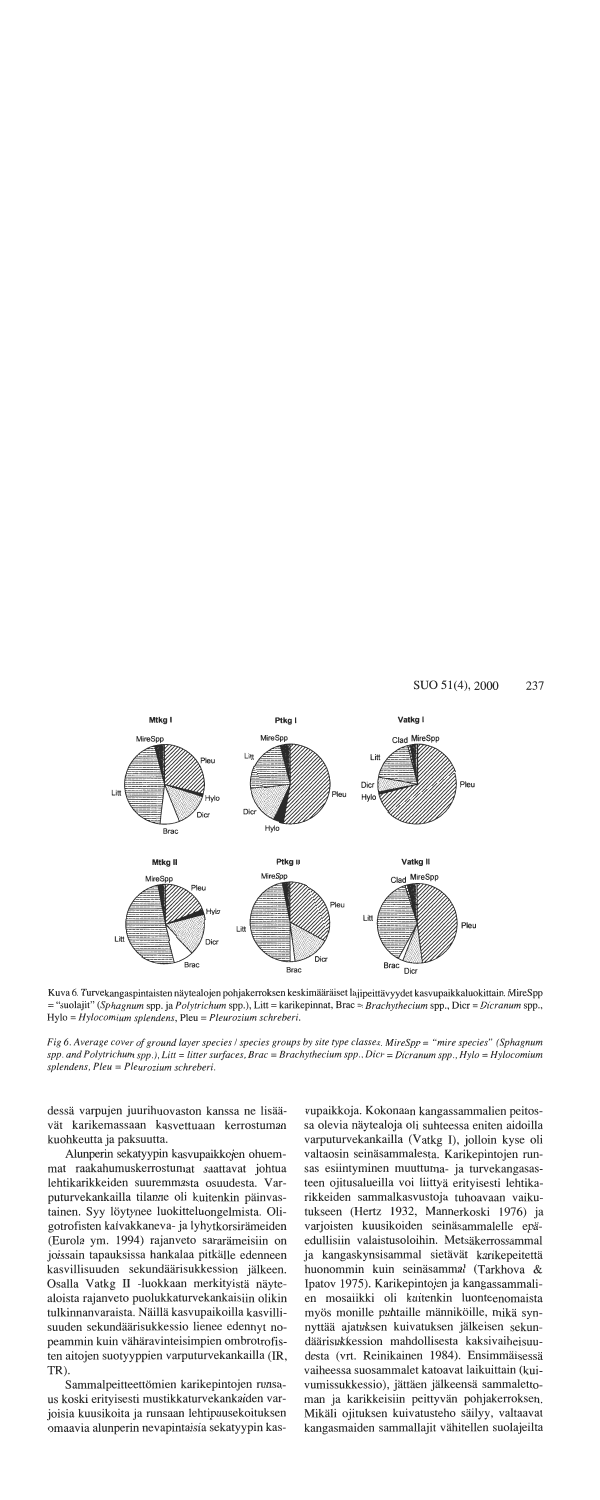Kuva 6. Turvekangaspintaisten näytealojen pohjakerroksen keskimääräiset lajipeittävyydet kasvupaikkaluokittain. MireSpp = "suolajit" (*Sphagnum* spp. ja *Polytrichum* spp.), Litt = karikepinnat, Brac = *Brachythecium* spp., Dicr = *Dicranum* spp., Hylo = *Hylocomium splendens*, Pleu = *Pleurozium schreberi*.

*Fig 6. Average cover of ground layer species / species groups by site type classes. MireSpp = "mire species" (Sphagnum spp. and Polytrichum spp.), Litt = litter surfaces, Brac = Brachythecium spp., Dicr = Dicranum spp., Hylo = Hylocomium splendens, Pleu = Pleurozium schreberi.*

dessä varpujen juurihuovaston kanssa ne lisäävät karikemassaan kasvettuaan kerrostuman kuohkeutta ja paksuutta.

Alunperin sekatyypin kasvupaikkojen ohuemmat raakahumuskerrostumat saattavat johtua lehtikarikkeiden suuremmasta osuudesta. Varputurvekankailla tilanne oli kuitenkin päinvastainen. Syy löytynee luokitteluongelmista. Oligotrofisten kalvakkaneva- ja lyhytkorsirämeiden (Eurola ym. 1994) rajanveto sararämeisiin on joissain tapauksissa hankalaa pitkälle edenneen kasvillisuuden sekundäärisukkession jälkeen. Osalla Vatkg II -luokkaan merkityistä näytealoista rajanveto puolukkaturvekankaisiin olikin tulkinnanvaraista. Näillä kasvupaikoilla kasvillisuuden sekundäärisukkessio lienee edennyt nopeammin kuin vähäravinteisimpien ombrotrofisten aitojen suotyyppien varputurvekankailla (IR, TR).

Sammalpeitteettömien karikepintojen runsaus koski erityisesti mustikkaturvekankaiden varjoisia kuusikoita ja runsaan lehtipuusekoituksen omaavia alunperin nevapintaisia sekatyypin kasvupaikkoja. Kokonaan kangassammalien peitossa olevia näytealoja oli suhteessa eniten aidoilla varputurvekankailla (Vatkg I), jolloin kyse oli valtaosin seinäsammalesta. Karikepintojen runsas esiintyminen muuttuma- ja turvekangasasteen ojitusalueilla voi liittyä erityisesti lehtikarikkeiden sammalkasvustoja tuhoavaan vaikutukseen (Hertz 1932, Mannerkoski 1976) ja varjoisten kuusikoiden seinäsammalelle epäedullisiin valaistusoloihin. Metsäkerrossammal ja kangaskynsisammal sietävät karikepeitettä huonommin kuin seinäsammal (Tarkhova & Ipatov 1975). Karikepintojen ja kangassammalien mosaiikki oli kuitenkin luonteenomaista myös monille pihtaille männiköille, mikä synnyttää ajatuksen kuivatuksen jälkeisen sekundäärisukkession mahdollisesta kaksivaiheisuudesta (vrt. Reinikainen 1984). Ensimmäisessä vaiheessa suosammalet katoavat laikuittain (kuivumissukkessio), jättäen jälkeensä sammalettoman ja karikkeisiin peittyvän pohjakerroksen. Mikäli ojituksen kuivatusteho säilyy, valtaavat kangasmaiden sammallajit vähitellen suolajeilta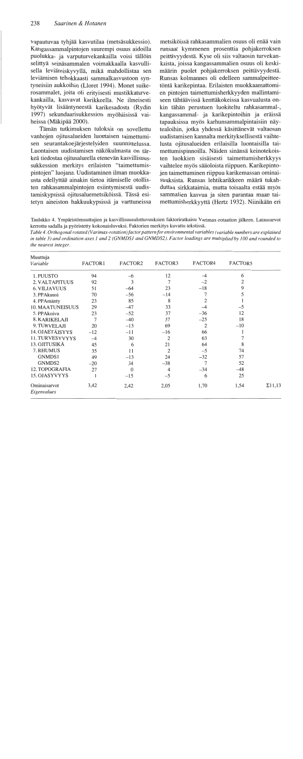vapautuvaa tyhjää kasvutilaa (metsäsukkessio). Kangassammalpintojen suurempi osuus aidoilla puolukka- ja varputurvekankailla voisi tällöin selittyä seinäsammaleen voimakkaalla kasvullisella leviämiskyvyllä, mikä mahdollistaa sen leviämisen tehokkaasti sammalkasvustoon syntyneisiin aukkoihin (Lloret 1994). Monet suikerosammalet, joita oli erityisesti mustikkaturvekankailla, kasvavat karikkeella. Ne ilmeisesti hyötyvät lisääntyneestä karikesadosta (Rydin 1997) sekundaarisukkession myöhäisissä vaiheissa (Mäkipää 2000).

Tämän tutkimuksen tuloksia on sovellettu vanhojen ojitusalueiden luontaisen taimettumisen seurantakoejärjestelyiden suunnittelussa. Luontaisen uudistamisen näkökulmasta on tärkeä tiedostaa ojitusalueella etenevän kasvillisuussukkession merkitys erilaisten "taimettumispintojen" luojana. Uudistaminen ilman muokkausta edellyttää ainakin tietoa itämiselle otollisten rahkasammalpintojen esiintymisestä uudistamiskypsissä ojitusaluemetsiköissä. Tässä esitetyn aineiston hakkuukypsissä ja varttuneissa metsiköissä rahkasammalien osuus oli enää vain runsaat kymmenen prosenttia pohjakerroksen peittävyydestä. Kyse oli siis valtaosin turvekankaista, joissa kangassammalien osuus oli keskimäärin puolet pohjakerroksen peittävyydestä. Runsas kolmannes oli edelleen sammalpeitteetöntä karikepintaa. Erilaisten muokkaamattomien pintojen taimettumisherkkyyden mallintamiseen tähtäävissä kenttäkokeissa kasvualusta onkin tähän perustuen luokiteltu rahkasammal-, kangassammal- ja karikepintoihin ja eräissä tapauksissa myös karhunsammalpintaisiin näytealoihin, jotka yhdessä käsittänevät valtaosan uudistamisen kannalta merkityksellisestä vaihtelusta ojitusalueiden erilaisilla luontaisilla taimettumispinnoilla. Näiden sinänsä keinotekoisten luokkien sisäisesti taimettumisherkkyys vaihtelee myös sääoloista riippuen. Karikepintojen taimettuminen riippuu karikemassan ominaisuuksista. Runsas lehtikarikkeen määrä tukahduttaa sirkkataimia, mutta toisaalta estää myös sammalien kasvua ja siten parantaa maan taimettumisherkkyyttä (Hertz 1932). Niinikään eri

Taulukko 4. Ympäristömuuttujien ja kasvillisuusulottuvuuksien faktoriratkaisu Varimax-rotaation jälkeen. Latausarvot kerrottu sadalla ja pyöristetty kokonaisluvuksi. Faktorien merkitys kuvattu tekstissä.
*Table 4. Orthogonal rotated (Varimax-rotation) factor pattern for environmental variables (variable numbers are explained in table 3) and ordination axes 1 and 2 (GNMDS1 and GNMDS2). Factor loadings are multiplied by 100 and rounded to the nearest integer.*

| Muuttuja *Variable* | FACTOR1 | FACTOR2 | FACTOR3 | FACTOR4 | FACTOR5 | |
|---|---|---|---|---|---|---|
| 1. PUUSTO | 94 | −6 | 12 | −4 | 6 | |
| 2. VALTAPITUUS | 92 | 3 | 7 | −2 | 2 | |
| 6. VILJAVUUS | 51 | −64 | 23 | −18 | 9 | |
| 3. PPAkuusi | 70 | −56 | −14 | 7 | 5 | |
| 4. PPAmänty | 23 | 85 | 8 | 2 | 1 | |
| 10. MAATUNEISUUS | 29 | −47 | 33 | −4 | −5 | |
| 5. PPAkoivu | 23 | −52 | 37 | −36 | 12 | |
| 8. KARIKELAJI | 7 | −40 | 57 | −25 | 18 | |
| 9. TURVELAJI | 20 | −13 | 69 | 2 | −10 | |
| 14. OJAETÄISYYS | −12 | −11 | −16 | 66 | 1 | |
| 11. TURVESYVYYS | −4 | 30 | 2 | 63 | 7 | |
| 13. OJITUSIKÄ | 45 | 6 | 21 | 64 | 8 | |
| 7. RHUMUS | 35 | 11 | 2 | −5 | 74 | |
| GNMDS1 | 49 | −13 | 24 | −32 | 57 | |
| GNMDS2 | −20 | 34 | −38 | 7 | 52 | |
| 12. TOPOGRAFIA | 27 | 0 | 4 | −34 | −48 | |
| 15. OJASYVYYS | 1 | −15 | −5 | 6 | 25 | |
| Ominaisarvot *Eigenvalues* | 3,42 | 2,42 | 2,05 | 1,70 | 1,54 | Σ11,13 |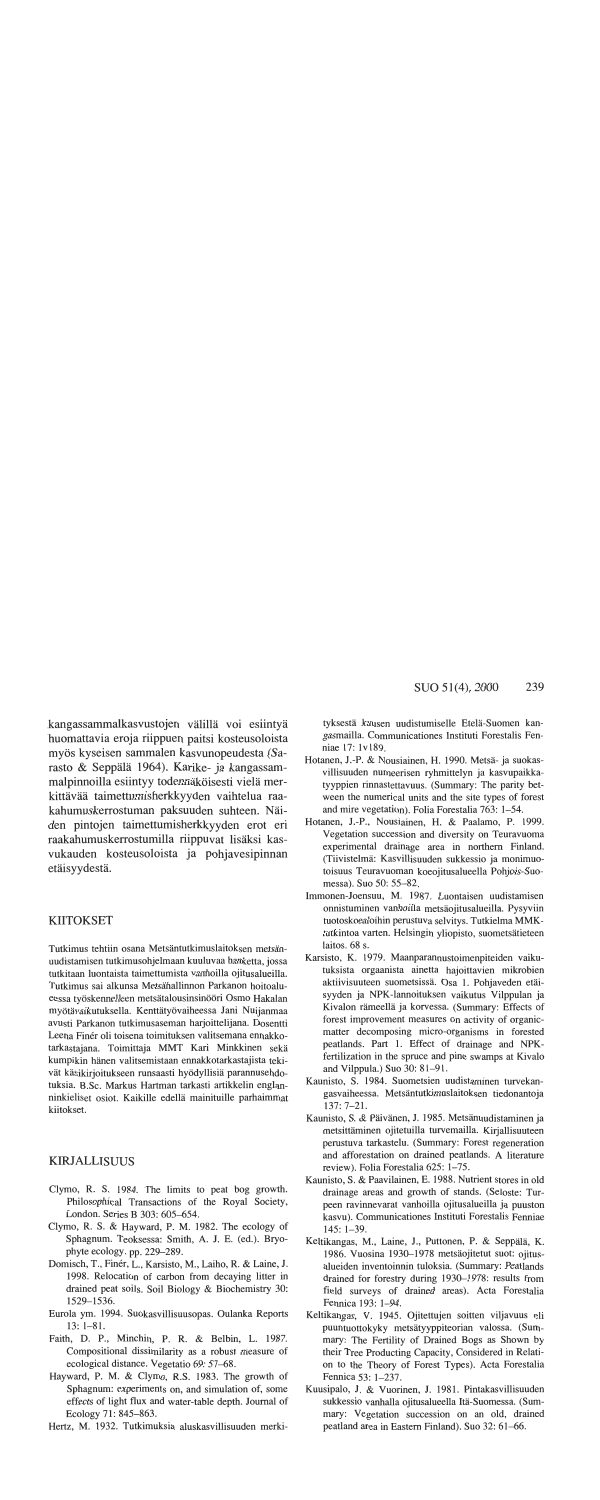kangassammalkasvustojen välillä voi esiintyä huomattavia eroja riippuen paitsi kosteusoloista myös kyseisen sammalen kasvunopeudesta (Sarasto & Seppälä 1964). Karike- ja kangassammalpinnoilla esiintyy todennäköisesti vielä merkittävää taimettumisherkkyyden vaihtelua raakahumuskerrostuman paksuuden suhteen. Näiden pintojen taimettumisherkkyyden erot eri raakahumuskerrostumilla riippuvat lisäksi kasvukauden kosteusoloista ja pohjavesipinnan etäisyydestä.

## KIITOKSET

Tutkimus tehtiin osana Metsäntutkimuslaitoksen metsänuudistamisen tutkimusohjelmaan kuuluvaa hanketta, jossa tutkitaan luontaista taimettumista vanhoilla ojitusalueilla. Tutkimus sai alkunsa Metsähallinnon Parkanon hoitoalueessa työskennelleen metsätalousinsinööri Osmo Hakalan myötävaikutuksella. Kenttätyövaiheessa Jani Nuijanmaa avusti Parkanon tutkimusaseman harjoittelijana. Dosentti Leena Finér oli toisena toimituksen valitsemana ennakkotarkastajana. Toimittaja MMT Kari Minkkinen sekä kumpikin hänen valitsemistaan ennakkotarkastajista tekivät käsikirjoitukseen runsaasti hyödyllisiä parannusehdotuksia. B.Sc. Markus Hartman tarkasti artikkelin englanninkieliset osiot. Kaikille edellä mainituille parhaimmat kiitokset.

## KIRJALLISUUS

Clymo, R. S. 1984. The limits to peat bog growth. Philosophical Transactions of the Royal Society, London. Series B 303: 605–654.

Clymo, R. S. & Hayward, P. M. 1982. The ecology of Sphagnum. Teoksessa: Smith, A. J. E. (ed.). Bryophyte ecology. pp. 229–289.

Domisch, T., Finér, L., Karsisto, M., Laiho, R. & Laine, J. 1998. Relocation of carbon from decaying litter in drained peat soils. Soil Biology & Biochemistry 30: 1529–1536.

Eurola ym. 1994. Suokasvillisuusopas. Oulanka Reports 13: 1–81.

Faith, D. P., Minchin, P. R. & Belbin, L. 1987. Compositional dissimilarity as a robust measure of ecological distance. Vegetatio 69: 57–68.

Hayward, P. M. & Clymo, R.S. 1983. The growth of Sphagnum: experiments on, and simulation of, some effects of light flux and water-table depth. Journal of Ecology 71: 845–863.

Hertz, M. 1932. Tutkimuksia aluskasvillisuuden merkityksestä kuusen uudistumiselle Etelä-Suomen kangasmailla. Communicationes Instituti Forestalis Fenniae 17: 1v189.

Hotanen, J.-P. & Nousiainen, H. 1990. Metsä- ja suokasvillisuuden numeerisen ryhmittelyn ja kasvupaikkatyyppien rinnastettavuus. (Summary: The parity between the numerical units and the site types of forest and mire vegetation). Folia Forestalia 763: 1–54.

Hotanen, J.-P., Nousiainen, H. & Paalamo, P. 1999. Vegetation succession and diversity on Teuravuoma experimental drainage area in northern Finland. (Tiivistelmä: Kasvillisuuden sukkessio ja monimuotoisuus Teuravuoman koeojitusalueella Pohjois-Suomessa). Suo 50: 55–82.

Immonen-Joensuu, M. 1987. Luontaisen uudistamisen onnistuminen vanhoilla metsäojitusalueilla. Pysyviin tuotoskoealoihin perustuva selvitys. Tutkielma MMK-tutkintoa varten. Helsingin yliopisto, suometsätieteen laitos. 68 s.

Karsisto, K. 1979. Maanparannustoimenpiteiden vaikutuksista orgaanista ainetta hajoittavien mikrobien aktiivisuuteen suometsissä. Osa 1. Pohjaveden etäisyyden ja NPK-lannoituksen vaikutus Vilppulan ja Kivalon rämeellä ja korvessa. (Summary: Effects of forest improvement measures on activity of organic-matter decomposing micro-organisms in forested peatlands. Part 1. Effect of drainage and NPK-fertilization in the spruce and pine swamps at Kivalo and Vilppula.) Suo 30: 81–91.

Kaunisto, S. 1984. Suometsien uudistaminen turvekangasvaiheessa. Metsäntutkimuslaitoksen tiedonantoja 137: 7–21.

Kaunisto, S. & Päivänen, J. 1985. Metsänuudistaminen ja metsittäminen ojitetuilla turvemailla. Kirjallisuuteen perustuva tarkastelu. (Summary: Forest regeneration and afforestation on drained peatlands. A literature review). Folia Forestalia 625: 1–75.

Kaunisto, S. & Paavilainen, E. 1988. Nutrient stores in old drainage areas and growth of stands. (Seloste: Turpeen ravinnevarat vanhoilla ojitusalueilla ja puuston kasvu). Communicationes Instituti Forestalis Fenniae 145: 1–39.

Keltikangas, M., Laine, J., Puttonen, P. & Seppälä, K. 1986. Vuosina 1930–1978 metsäojitetut suot: ojitusalueiden inventoinnin tuloksia. (Summary: Peatlands drained for forestry during 1930–1978: results from field surveys of drained areas). Acta Forestalia Fennica 193: 1–94.

Keltikangas, V. 1945. Ojitettujen soitten viljavuus eli puuntuottokyky metsätyyppiteorian valossa. (Summary: The Fertility of Drained Bogs as Shown by their Tree Producting Capacity, Considered in Relation to the Theory of Forest Types). Acta Forestalia Fennica 53: 1–237.

Kuusipalo, J. & Vuorinen, J. 1981. Pintakasvillisuuden sukkessio vanhalla ojitusalueella Itä-Suomessa. (Summary: Vegetation succession on an old, drained peatland area in Eastern Finland). Suo 32: 61–66.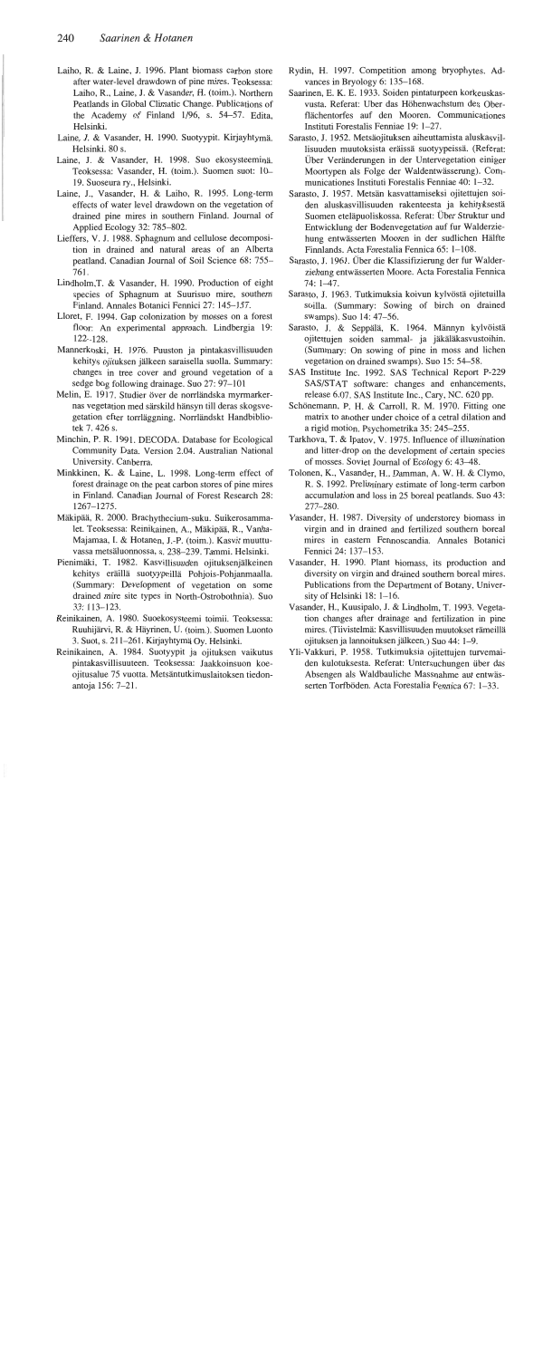Laiho, R. & Laine, J. 1996. Plant biomass carbon store after water-level drawdown of pine mires. Teoksessa: Laiho, R., Laine, J. & Vasander, H. (toim.). Northern Peatlands in Global Climatic Change. Publications of the Academy of Finland 1/96, s. 54–57. Edita, Helsinki.

Laine, J. & Vasander, H. 1990. Suotyypit. Kirjayhtymä. Helsinki. 80 s.

Laine, J. & Vasander, H. 1998. Suo ekosysteeminä. Teoksessa: Vasander, H. (toim.). Suomen suot: 10–19. Suoseura ry., Helsinki.

Laine, J., Vasander, H. & Laiho, R. 1995. Long-term effects of water level drawdown on the vegetation of drained pine mires in southern Finland. Journal of Applied Ecology 32: 785–802.

Lieffers, V. J. 1988. Sphagnum and cellulose decomposition in drained and natural areas of an Alberta peatland. Canadian Journal of Soil Science 68: 755–761.

Lindholm,T. & Vasander, H. 1990. Production of eight species of Sphagnum at Suurisuo mire, southern Finland. Annales Botanici Fennici 27: 145–157.

Lloret, F. 1994. Gap colonization by mosses on a forest floor: An experimental approach. Lindbergia 19: 122–128.

Mannerkoski, H. 1976. Puuston ja pintakasvillisuuden kehitys ojituksen jälkeen saraisella suolla. Summary: changes in tree cover and ground vegetation of a sedge bog following drainage. Suo 27: 97–101

Melin, E. 1917. Studier över de norrländska myrmarkernas vegetation med särskild hänsyn till deras skogsvegetation efter torrläggning. Norrländskt Handbibliotek 7. 426 s.

Minchin, P. R. 1991. DECODA. Database for Ecological Community Data. Version 2.04. Australian National University. Canberra.

Minkkinen, K. & Laine, L. 1998. Long-term effect of forest drainage on the peat carbon stores of pine mires in Finland. Canadian Journal of Forest Research 28: 1267–1275.

Mäkipää, R. 2000. Brachythecium-suku. Suikerosammalet. Teoksessa: Reinikainen, A., Mäkipää, R., Vanha-Majamaa, I. & Hotanen, J.-P. (toim.). Kasvit muuttuvassa metsäluonnossa, s. 238–239. Tammi. Helsinki.

Pienimäki, T. 1982. Kasvillisuuden ojituksenjälkeinen kehitys eräillä suotyypeillä Pohjois-Pohjanmaalla. (Summary: Development of vegetation on some drained mire site types in North-Ostrobothnia). Suo 33: 113–123.

Reinikainen, A. 1980. Suoekosysteemi toimii. Teoksessa: Ruuhijärvi, R. & Häyrinen, U. (toim.). Suomen Luonto 3. Suot, s. 211–261. Kirjayhtymä Oy. Helsinki.

Reinikainen, A. 1984. Suotyypit ja ojituksen vaikutus pintakasvillisuuteen. Teoksessa: Jaakkoinsuon koeojitusalue 75 vuotta. Metsäntutkimuslaitoksen tiedonantoja 156: 7–21.

Rydin, H. 1997. Competition among bryophytes. Advances in Bryology 6: 135–168.

Saarinen, E. K. E. 1933. Soiden pintaturpeen korkeuskasvusta. Referat: Uber das Höhenwachstum des Oberflächentorfes auf den Mooren. Communicationes Instituti Forestalis Fenniae 19: 1–27.

Sarasto, J. 1952. Metsäojituksen aiheuttamista aluskasvillisuuden muutoksista eräissä suotyypeissä. (Referat: Über Veränderungen in der Untervegetation einiger Moortypen als Folge der Waldentwässerung.) Communicationes Instituti Forestalis Fenniae 40: 1–32.

Sarasto, J. 1957. Metsän kasvattamiseksi ojitettujen soiden aluskasvillisuuden rakenteesta ja kehityksestä Suomen eteläpuoliskossa. Referat: Über Struktur und Entwicklung der Bodenvegetation auf fur Walderziehung entwässerten Mooren in der sudlichen Hälfte Finnlands. Acta Forestalia Fennica 65: 1–108.

Sarasto, J. 1961. Über die Klassifizierung der fur Walderziehung entwässerten Moore. Acta Forestalia Fennica 74: 1–47.

Sarasto, J. 1963. Tutkimuksia koivun kylvöstä ojitetuilla soilla. (Summary: Sowing of birch on drained swamps). Suo 14: 47–56.

Sarasto, J. & Seppälä, K. 1964. Männyn kylvöistä ojitettujen soiden sammal- ja jäkäläkasvustoihin. (Summary: On sowing of pine in moss and lichen vegetation on drained swamps). Suo 15: 54–58.

SAS Institute Inc. 1992. SAS Technical Report P-229 SAS/STAT software: changes and enhancements, release 6.07. SAS Institute Inc., Cary, NC. 620 pp.

Schönemann, P. H. & Carroll, R. M. 1970. Fitting one matrix to another under choice of a cetral dilation and a rigid motion. Psychometrika 35: 245–255.

Tarkhova, T. & Ipatov, V. 1975. Influence of illumination and litter-drop on the development of certain species of mosses. Soviet Journal of Ecology 6: 43–48.

Tolonen, K., Vasander, H., Damman, A. W. H. & Clymo, R. S. 1992. Preliminary estimate of long-term carbon accumulation and loss in 25 boreal peatlands. Suo 43: 277–280.

Vasander, H. 1987. Diversity of understorey biomass in virgin and in drained and fertilized southern boreal mires in eastern Fennoscandia. Annales Botanici Fennici 24: 137–153.

Vasander, H. 1990. Plant biomass, its production and diversity on virgin and drained southern boreal mires. Publications from the Department of Botany, University of Helsinki 18: 1–16.

Vasander, H., Kuusipalo, J. & Lindholm, T. 1993. Vegetation changes after drainage and fertilization in pine mires. (Tiivistelmä: Kasvillisuuden muutokset rämeillä ojituksen ja lannoituksen jälkeen.) Suo 44: 1–9.

Yli-Vakkuri, P. 1958. Tutkimuksia ojitettujen turvemaiden kulotuksesta. Referat: Untersuchungen über das Absengen als Waldbauliche Massnahme auf entwässerten Torfböden. Acta Forestalia Fennica 67: 1–33.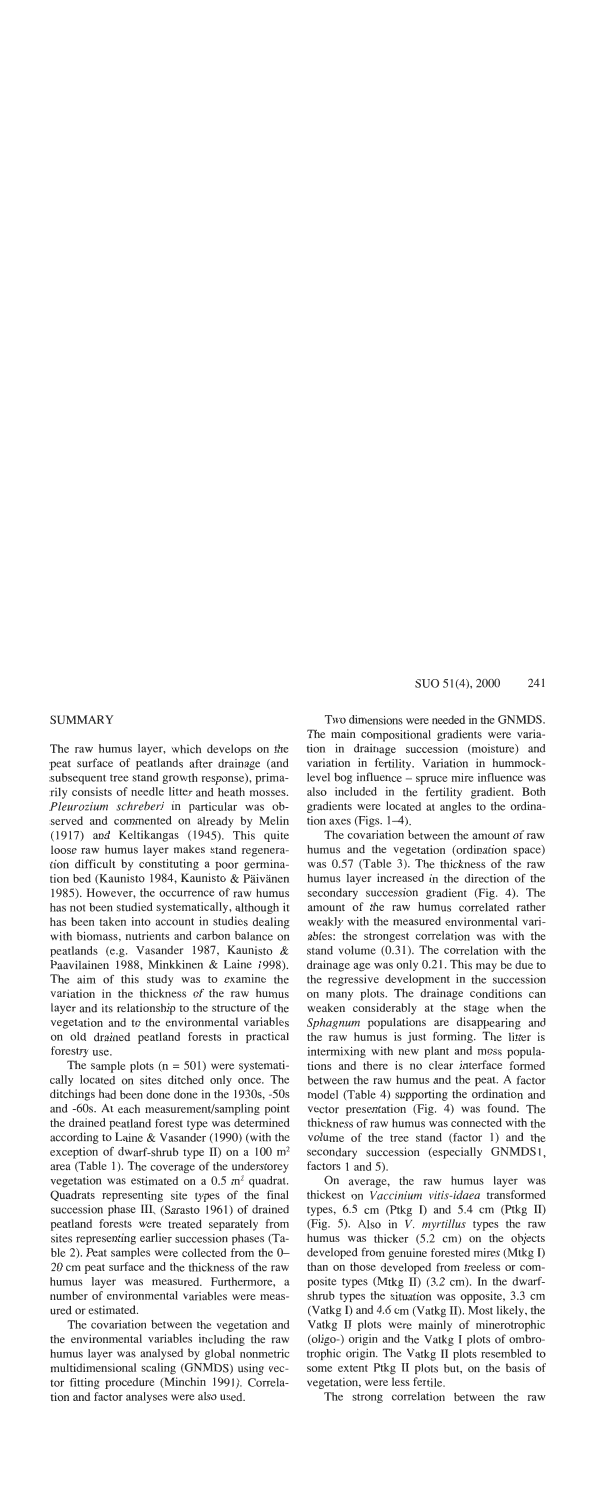## SUMMARY

The raw humus layer, which develops on the peat surface of peatlands after drainage (and subsequent tree stand growth response), primarily consists of needle litter and heath mosses. *Pleurozium schreberi* in particular was observed and commented on already by Melin (1917) and Keltikangas (1945). This quite loose raw humus layer makes stand regeneration difficult by constituting a poor germination bed (Kaunisto 1984, Kaunisto & Päivänen 1985). However, the occurrence of raw humus has not been studied systematically, although it has been taken into account in studies dealing with biomass, nutrients and carbon balance on peatlands (e.g. Vasander 1987, Kaunisto & Paavilainen 1988, Minkkinen & Laine 1998). The aim of this study was to examine the variation in the thickness of the raw humus layer and its relationship to the structure of the vegetation and to the environmental variables on old drained peatland forests in practical forestry use.

The sample plots (n = 501) were systematically located on sites ditched only once. The ditchings had been done done in the 1930s, -50s and -60s. At each measurement/sampling point the drained peatland forest type was determined according to Laine & Vasander (1990) (with the exception of dwarf-shrub type II) on a 100 m$^2$ area (Table 1). The coverage of the understorey vegetation was estimated on a 0.5 m$^2$ quadrat. Quadrats representing site types of the final succession phase III, (Sarasto 1961) of drained peatland forests were treated separately from sites representing earlier succession phases (Table 2). Peat samples were collected from the 0–20 cm peat surface and the thickness of the raw humus layer was measured. Furthermore, a number of environmental variables were measured or estimated.

The covariation between the vegetation and the environmental variables including the raw humus layer was analysed by global nonmetric multidimensional scaling (GNMDS) using vector fitting procedure (Minchin 1991). Correlation and factor analyses were also used.

Two dimensions were needed in the GNMDS. The main compositional gradients were variation in drainage succession (moisture) and variation in fertility. Variation in hummock-level bog influence – spruce mire influence was also included in the fertility gradient. Both gradients were located at angles to the ordination axes (Figs. 1–4).

The covariation between the amount of raw humus and the vegetation (ordination space) was 0.57 (Table 3). The thickness of the raw humus layer increased in the direction of the secondary succession gradient (Fig. 4). The amount of the raw humus correlated rather weakly with the measured environmental variables: the strongest correlation was with the stand volume (0.31). The correlation with the drainage age was only 0.21. This may be due to the regressive development in the succession on many plots. The drainage conditions can weaken considerably at the stage when the *Sphagnum* populations are disappearing and the raw humus is just forming. The litter is intermixing with new plant and moss populations and there is no clear interface formed between the raw humus and the peat. A factor model (Table 4) supporting the ordination and vector presentation (Fig. 4) was found. The thickness of raw humus was connected with the volume of the tree stand (factor 1) and the secondary succession (especially GNMDS1, factors 1 and 5).

On average, the raw humus layer was thickest on *Vaccinium vitis-idaea* transformed types, 6.5 cm (Ptkg I) and 5.4 cm (Ptkg II) (Fig. 5). Also in *V. myrtillus* types the raw humus was thicker (5.2 cm) on the objects developed from genuine forested mires (Mtkg I) than on those developed from treeless or composite types (Mtkg II) (3.2 cm). In the dwarf-shrub types the situation was opposite, 3.3 cm (Vatkg I) and 4.6 cm (Vatkg II). Most likely, the Vatkg II plots were mainly of minerotrophic (oligo-) origin and the Vatkg I plots of ombrotrophic origin. The Vatkg II plots resembled to some extent Ptkg II plots but, on the basis of vegetation, were less fertile.

The strong correlation between the raw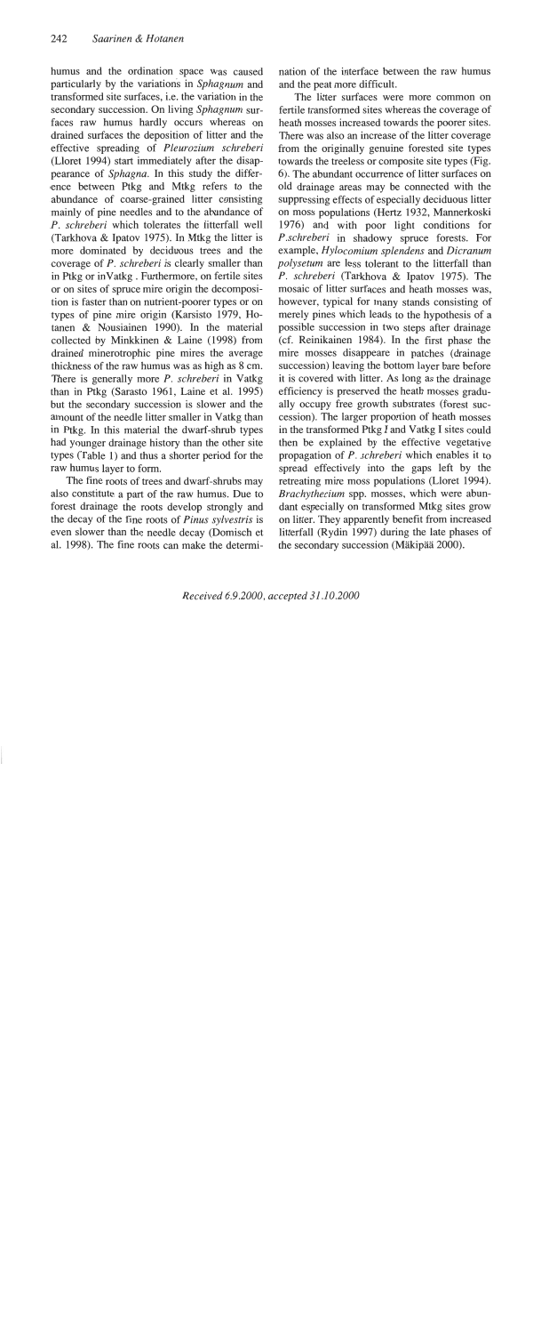humus and the ordination space was caused particularly by the variations in *Sphagnum* and transformed site surfaces, i.e. the variation in the secondary succession. On living *Sphagnum* surfaces raw humus hardly occurs whereas on drained surfaces the deposition of litter and the effective spreading of *Pleurozium schreberi* (Lloret 1994) start immediately after the disappearance of *Sphagna*. In this study the difference between Ptkg and Mtkg refers to the abundance of coarse-grained litter consisting mainly of pine needles and to the abundance of *P. schreberi* which tolerates the litterfall well (Tarkhova & Ipatov 1975). In Mtkg the litter is more dominated by deciduous trees and the coverage of *P. schreberi* is clearly smaller than in Ptkg or inVatkg. Furthermore, on fertile sites or on sites of spruce mire origin the decomposition is faster than on nutrient-poorer types or on types of pine mire origin (Karsisto 1979, Hotanen & Nousiainen 1990). In the material collected by Minkkinen & Laine (1998) from drained minerotrophic pine mires the average thickness of the raw humus was as high as 8 cm. There is generally more *P. schreberi* in Vatkg than in Ptkg (Sarasto 1961, Laine et al. 1995) but the secondary succession is slower and the amount of the needle litter smaller in Vatkg than in Ptkg. In this material the dwarf-shrub types had younger drainage history than the other site types (Table 1) and thus a shorter period for the raw humus layer to form.

The fine roots of trees and dwarf-shrubs may also constitute a part of the raw humus. Due to forest drainage the roots develop strongly and the decay of the fine roots of *Pinus sylvestris* is even slower than the needle decay (Domisch et al. 1998). The fine roots can make the determination of the interface between the raw humus and the peat more difficult.

The litter surfaces were more common on fertile transformed sites whereas the coverage of heath mosses increased towards the poorer sites. There was also an increase of the litter coverage from the originally genuine forested site types towards the treeless or composite site types (Fig. 6). The abundant occurrence of litter surfaces on old drainage areas may be connected with the suppressing effects of especially deciduous litter on moss populations (Hertz 1932, Mannerkoski 1976) and with poor light conditions for *P.schreberi* in shadowy spruce forests. For example, *Hylocomium splendens* and *Dicranum polysetum* are less tolerant to the litterfall than *P. schreberi* (Tarkhova & Ipatov 1975). The mosaic of litter surfaces and heath mosses was, however, typical for many stands consisting of merely pines which leads to the hypothesis of a possible succession in two steps after drainage (cf. Reinikainen 1984). In the first phase the mire mosses disappeare in patches (drainage succession) leaving the bottom layer bare before it is covered with litter. As long as the drainage efficiency is preserved the heath mosses gradually occupy free growth substrates (forest succession). The larger proportion of heath mosses in the transformed Ptkg I and Vatkg I sites could then be explained by the effective vegetative propagation of *P. schreberi* which enables it to spread effectively into the gaps left by the retreating mire moss populations (Lloret 1994). *Brachythecium* spp. mosses, which were abundant especially on transformed Mtkg sites grow on litter. They apparently benefit from increased litterfall (Rydin 1997) during the late phases of the secondary succession (Mäkipää 2000).

*Received 6.9.2000, accepted 31.10.2000*